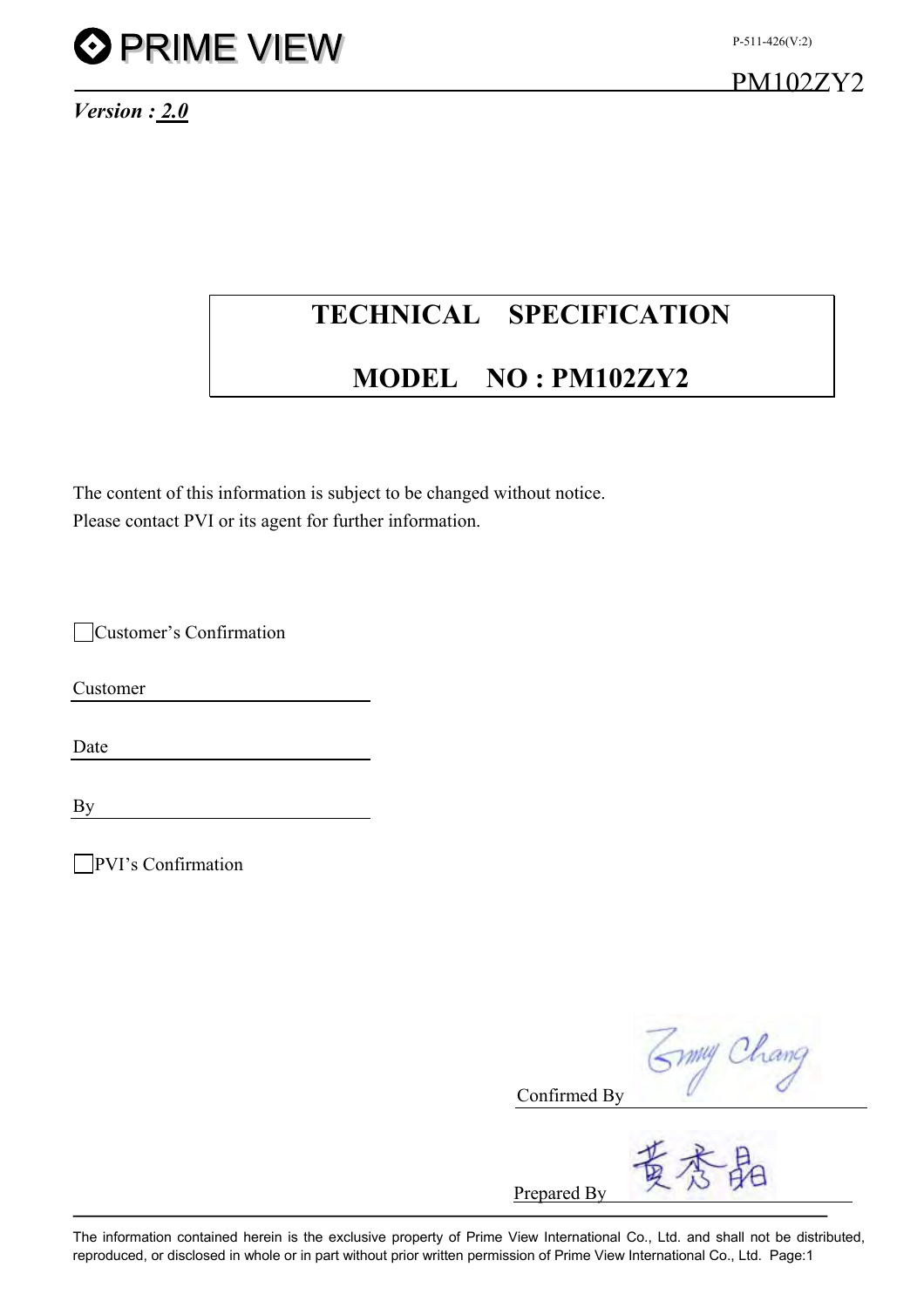**PRIME VIEW**

P-511-426(V:2)

PM102ZY2

***Version : 2.0***

# TECHNICAL SPECIFICATION

# MODEL NO : PM102ZY2

The content of this information is subject to be changed without notice.
Please contact PVI or its agent for further information.

☐ Customer's Confirmation

Customer ______________________

Date ______________________

By ______________________

☐ PVI's Confirmation

Confirmed By ______________________

Prepared By ______________________

The information contained herein is the exclusive property of Prime View International Co., Ltd. and shall not be distributed, reproduced, or disclosed in whole or in part without prior written permission of Prime View International Co., Ltd.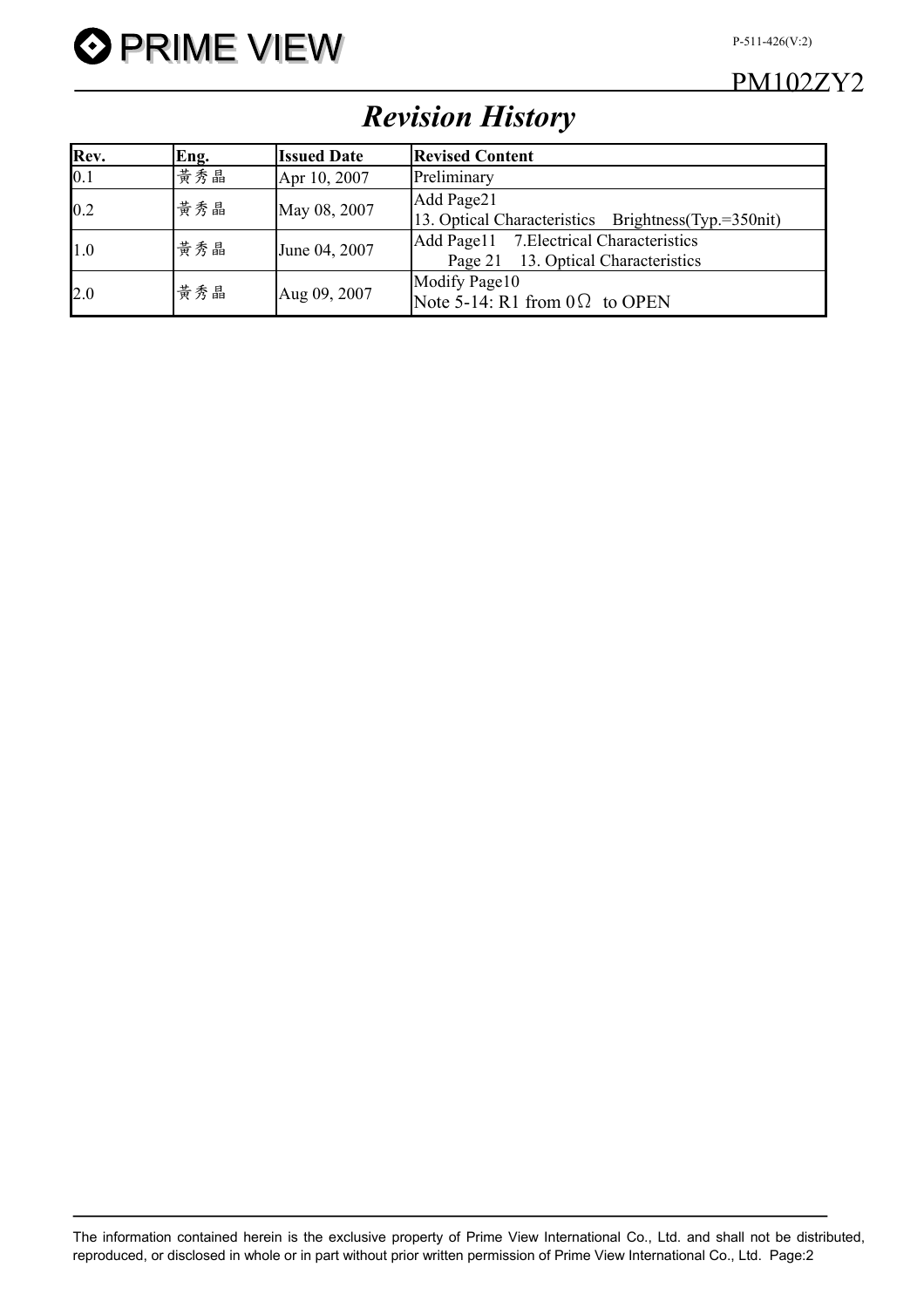# *Revision History*

| Rev. | Eng. | Issued Date | Revised Content |
|---|---|---|---|
| 0.1 | 黃秀晶 | Apr 10, 2007 | Preliminary |
| 0.2 | 黃秀晶 | May 08, 2007 | Add Page21<br>13. Optical Characteristics Brightness(Typ.=350nit) |
| 1.0 | 黃秀晶 | June 04, 2007 | Add Page11 7.Electrical Characteristics<br>Page 21 13. Optical Characteristics |
| 2.0 | 黃秀晶 | Aug 09, 2007 | Modify Page10<br>Note 5-14: R1 from 0Ω to OPEN |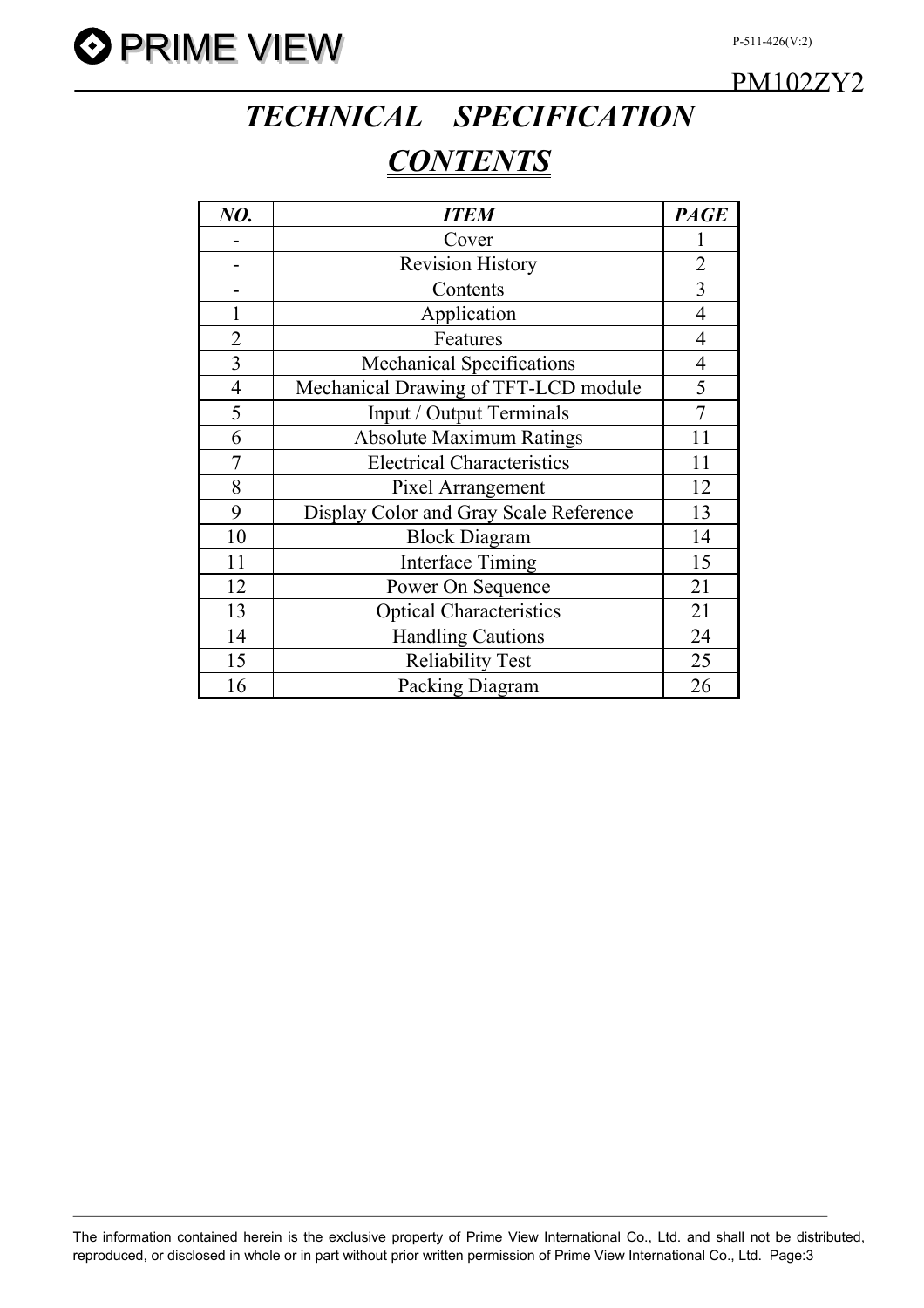# *TECHNICAL SPECIFICATION*

## ***CONTENTS***

| *NO.* | *ITEM* | *PAGE* |
|---|---|---|
| - | Cover | 1 |
| - | Revision History | 2 |
| - | Contents | 3 |
| 1 | Application | 4 |
| 2 | Features | 4 |
| 3 | Mechanical Specifications | 4 |
| 4 | Mechanical Drawing of TFT-LCD module | 5 |
| 5 | Input / Output Terminals | 7 |
| 6 | Absolute Maximum Ratings | 11 |
| 7 | Electrical Characteristics | 11 |
| 8 | Pixel Arrangement | 12 |
| 9 | Display Color and Gray Scale Reference | 13 |
| 10 | Block Diagram | 14 |
| 11 | Interface Timing | 15 |
| 12 | Power On Sequence | 21 |
| 13 | Optical Characteristics | 21 |
| 14 | Handling Cautions | 24 |
| 15 | Reliability Test | 25 |
| 16 | Packing Diagram | 26 |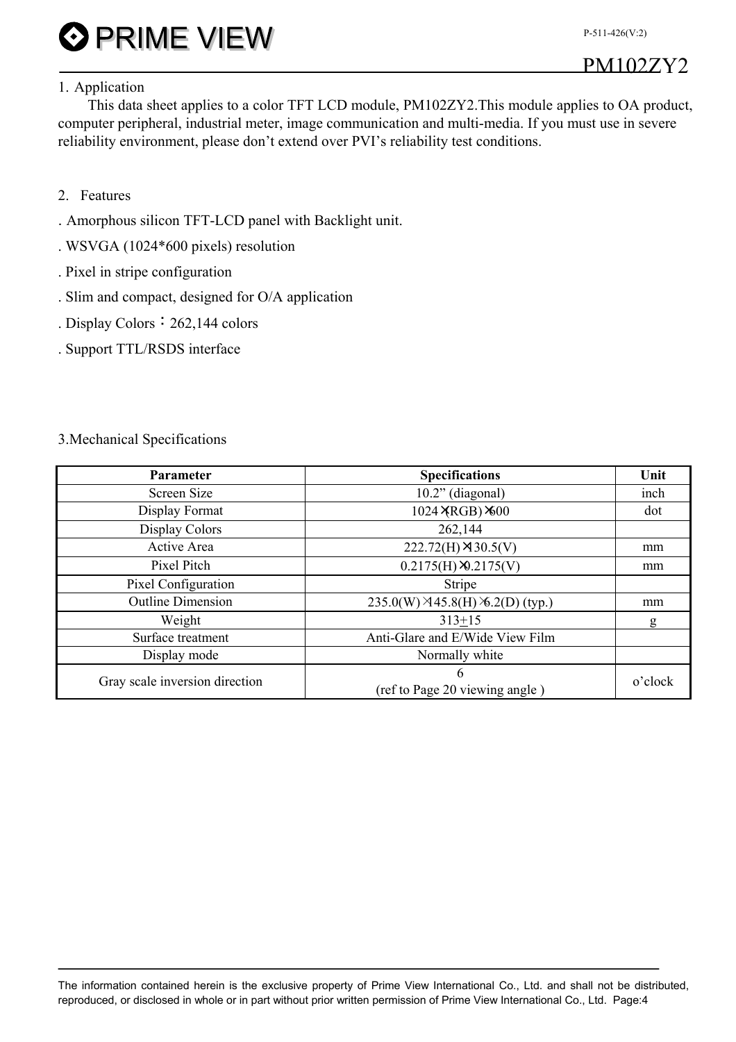## 1. Application

This data sheet applies to a color TFT LCD module, PM102ZY2.This module applies to OA product, computer peripheral, industrial meter, image communication and multi-media. If you must use in severe reliability environment, please don't extend over PVI's reliability test conditions.

## 2. Features

. Amorphous silicon TFT-LCD panel with Backlight unit.

. WSVGA (1024*600 pixels) resolution

. Pixel in stripe configuration

. Slim and compact, designed for O/A application

. Display Colors：262,144 colors

. Support TTL/RSDS interface

## 3.Mechanical Specifications

| Parameter | Specifications | Unit |
|---|---|---|
| Screen Size | 10.2" (diagonal) | inch |
| Display Format | 1024×(RGB)×600 | dot |
| Display Colors | 262,144 | |
| Active Area | 222.72(H)×130.5(V) | mm |
| Pixel Pitch | 0.2175(H)×0.2175(V) | mm |
| Pixel Configuration | Stripe | |
| Outline Dimension | 235.0(W)×145.8(H)×6.2(D) (typ.) | mm |
| Weight | 313±15 | g |
| Surface treatment | Anti-Glare and E/Wide View Film | |
| Display mode | Normally white | |
| Gray scale inversion direction | 6 (ref to Page 20 viewing angle ) | o'clock |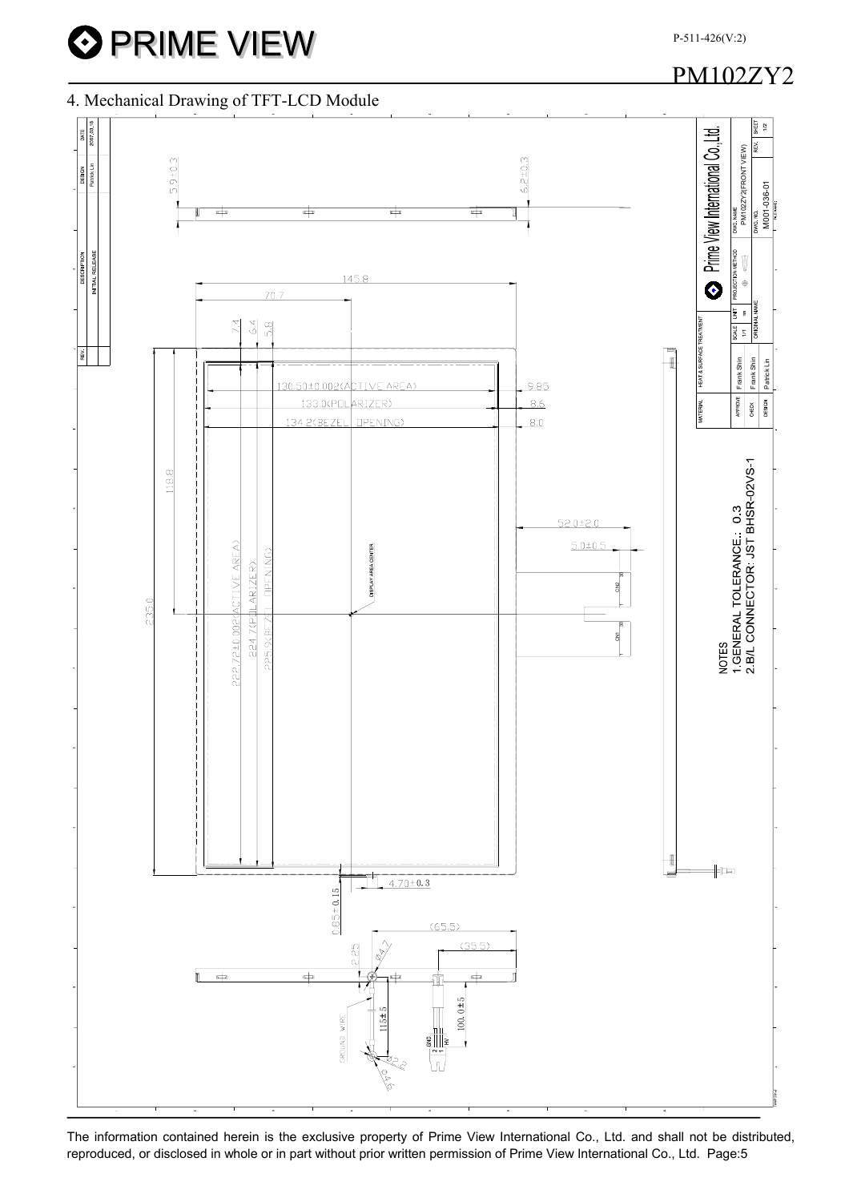## 4. Mechanical Drawing of TFT-LCD Module

5.9±0.3

6.2±0.3

145.8

70.7

7.4

6.4

5.8

130.50±0.002(ACTIVE AREA)

133.0(POLARIZER)

134.2(BEZEL OPENING)

9.85

8.6

8.0

118.8

235.0

222.72±0.002(ACTIVE AREA)

224.7(POLARIZER)

225.9(BEZEL OPENING)

DISPLAY AREA CENTER

52.0±2.0

5.0±0.5

4.70±0.3

0.85±0.15

(65.5)

(35.5)

2.25

Ø4.7

GROUND WIRE

115±5

100.0±5

Ø2.5

Ø4.6

NOTES
1. GENERAL TOLERANCE: 0.3
2. B/L CONNECTOR: JST BHSR-02VS-1

| REV. | DESCRIPTION | DESIGN | DATE |
|---|---|---|---|
| | INITIAL RELEASE | Patrick Lin | 2007.03.16 |

Prime View International Co.,Ltd.

| MATERIAL | HEAT & SURFACE TREATMENT | SCALE | UNIT | PROJECTION METHOD | DWG. NAME | | |
|---|---|---|---|---|---|---|---|
| APPROVE | Frank Shin | 1/1 | mm | | PM102ZY2(FRONT VIEW) | REV. | SHEET |
| CHECK | Frank Shin | ORIGINAL NAME | | | DWG. NO. | | 1/2 |
| DESIGN | Patrick Lin | | | | M001-036-01 | | |

The information contained herein is the exclusive property of Prime View International Co., Ltd. and shall not be distributed, reproduced, or disclosed in whole or in part without prior written permission of Prime View International Co., Ltd.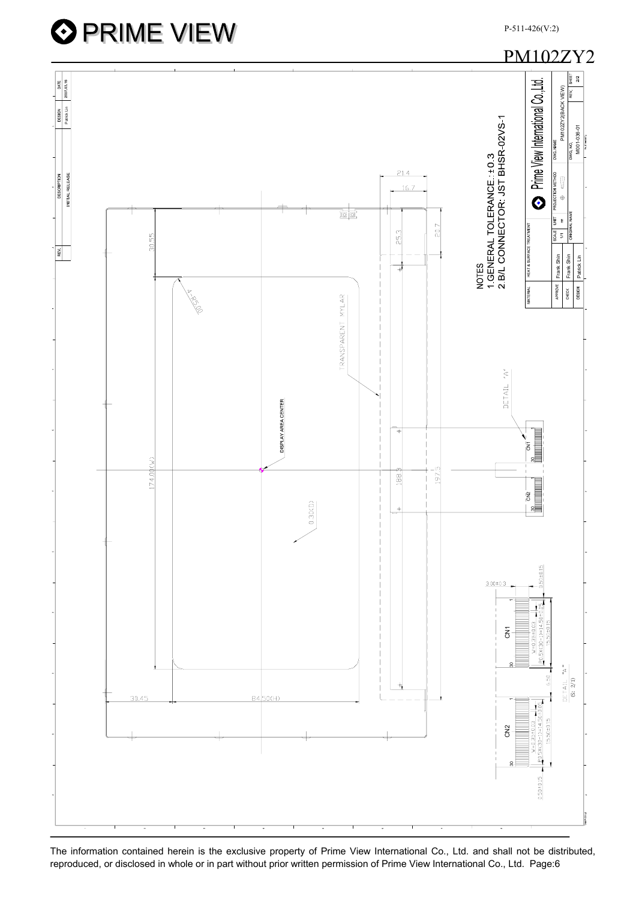PM102ZY2

NOTES

1. GENERAL TOLERANCE: ± 0.3

2. B/L CONNECTOR: JST BHSR-02VS-1

| REV. | DESCRIPTION | DESIGN | DATE |
|---|---|---|---|
| | INITIAL RELEASE | Patrick Lin | 2007.03.16 |

Prime View International Co.,Ltd.

| MATERIAL | HEAT & SURFACE TREATMENT | SCALE | UNIT | PROJECTION METHOD | DWG. NAME | |
|---|---|---|---|---|---|---|
| APPROVE | Frank Shin | 1/1 | mm | | PM102ZY2(BACK VIEW) | |
| CHECK | Frank Shin | ORIGINAL NAME | | | DWG. NO. | REV. | SHEET |
| DESIGN | Patrick Lin | | | | M001-036-01 | | 2/2 |

DISPLAY AREA CENTER

TRANSPARENT MYLAR

DETAIL "A"

DETAIL "A" (S: 2/1)

21.4, 16.7, 25.3, 20.7, 30.55, 4-R5.00, 174.00(W), 188.3, 197.5, 0.3(D), 30.45, 84.50(H)

CN1, CN2, 1, 30

3.00±0.3, 0.50±0.15, W=0.3±0.03, P0.5X(30-1)=14.50±0.05, 15.50±0.15, 6.50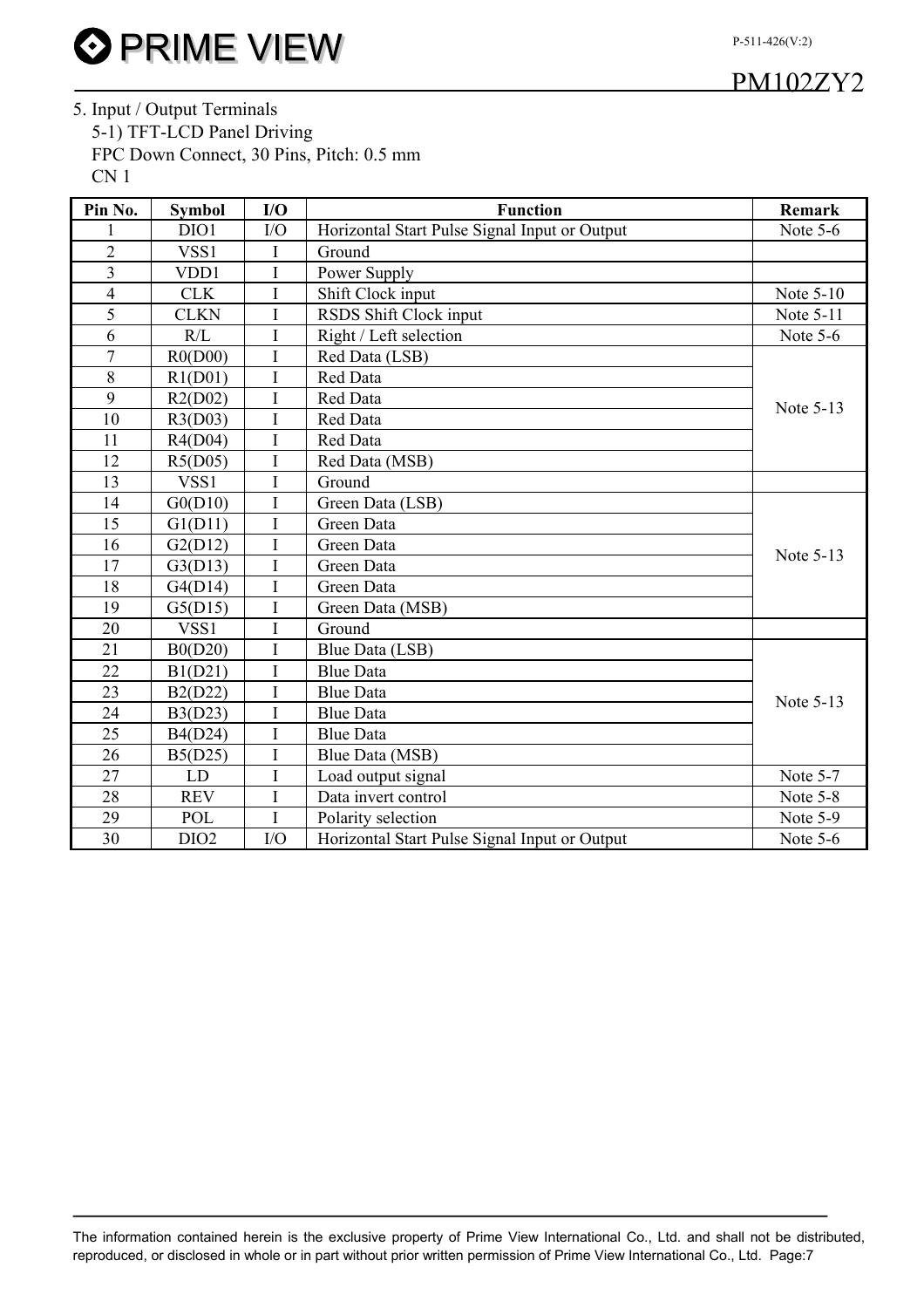## 5. Input / Output Terminals

### 5-1) TFT-LCD Panel Driving

FPC Down Connect, 30 Pins, Pitch: 0.5 mm

CN 1

| Pin No. | Symbol | I/O | Function | Remark |
|---|---|---|---|---|
| 1 | DIO1 | I/O | Horizontal Start Pulse Signal Input or Output | Note 5-6 |
| 2 | VSS1 | I | Ground | |
| 3 | VDD1 | I | Power Supply | |
| 4 | CLK | I | Shift Clock input | Note 5-10 |
| 5 | CLKN | I | RSDS Shift Clock input | Note 5-11 |
| 6 | R/L | I | Right / Left selection | Note 5-6 |
| 7 | R0(D00) | I | Red Data (LSB) | Note 5-13 |
| 8 | R1(D01) | I | Red Data | |
| 9 | R2(D02) | I | Red Data | |
| 10 | R3(D03) | I | Red Data | |
| 11 | R4(D04) | I | Red Data | |
| 12 | R5(D05) | I | Red Data (MSB) | |
| 13 | VSS1 | I | Ground | |
| 14 | G0(D10) | I | Green Data (LSB) | Note 5-13 |
| 15 | G1(D11) | I | Green Data | |
| 16 | G2(D12) | I | Green Data | |
| 17 | G3(D13) | I | Green Data | |
| 18 | G4(D14) | I | Green Data | |
| 19 | G5(D15) | I | Green Data (MSB) | |
| 20 | VSS1 | I | Ground | |
| 21 | B0(D20) | I | Blue Data (LSB) | Note 5-13 |
| 22 | B1(D21) | I | Blue Data | |
| 23 | B2(D22) | I | Blue Data | |
| 24 | B3(D23) | I | Blue Data | |
| 25 | B4(D24) | I | Blue Data | |
| 26 | B5(D25) | I | Blue Data (MSB) | |
| 27 | LD | I | Load output signal | Note 5-7 |
| 28 | REV | I | Data invert control | Note 5-8 |
| 29 | POL | I | Polarity selection | Note 5-9 |
| 30 | DIO2 | I/O | Horizontal Start Pulse Signal Input or Output | Note 5-6 |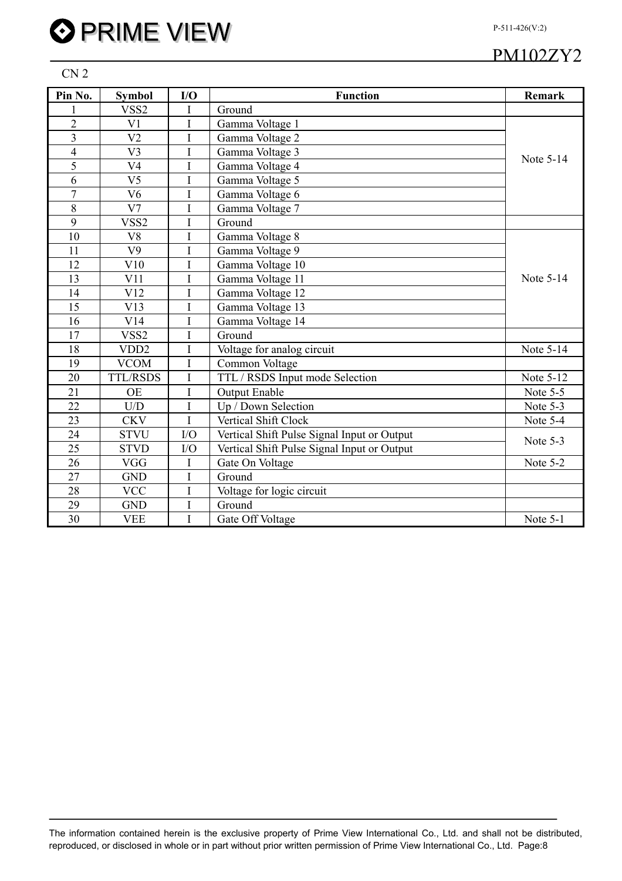CN 2

| Pin No. | Symbol | I/O | Function | Remark |
|---|---|---|---|---|
| 1 | VSS2 | I | Ground | |
| 2 | V1 | I | Gamma Voltage 1 | Note 5-14 |
| 3 | V2 | I | Gamma Voltage 2 | |
| 4 | V3 | I | Gamma Voltage 3 | |
| 5 | V4 | I | Gamma Voltage 4 | |
| 6 | V5 | I | Gamma Voltage 5 | |
| 7 | V6 | I | Gamma Voltage 6 | |
| 8 | V7 | I | Gamma Voltage 7 | |
| 9 | VSS2 | I | Ground | |
| 10 | V8 | I | Gamma Voltage 8 | Note 5-14 |
| 11 | V9 | I | Gamma Voltage 9 | |
| 12 | V10 | I | Gamma Voltage 10 | |
| 13 | V11 | I | Gamma Voltage 11 | |
| 14 | V12 | I | Gamma Voltage 12 | |
| 15 | V13 | I | Gamma Voltage 13 | |
| 16 | V14 | I | Gamma Voltage 14 | |
| 17 | VSS2 | I | Ground | |
| 18 | VDD2 | I | Voltage for analog circuit | Note 5-14 |
| 19 | VCOM | I | Common Voltage | |
| 20 | TTL/RSDS | I | TTL / RSDS Input mode Selection | Note 5-12 |
| 21 | OE | I | Output Enable | Note 5-5 |
| 22 | U/D | I | Up / Down Selection | Note 5-3 |
| 23 | CKV | I | Vertical Shift Clock | Note 5-4 |
| 24 | STVU | I/O | Vertical Shift Pulse Signal Input or Output | Note 5-3 |
| 25 | STVD | I/O | Vertical Shift Pulse Signal Input or Output | |
| 26 | VGG | I | Gate On Voltage | Note 5-2 |
| 27 | GND | I | Ground | |
| 28 | VCC | I | Voltage for logic circuit | |
| 29 | GND | I | Ground | |
| 30 | VEE | I | Gate Off Voltage | Note 5-1 |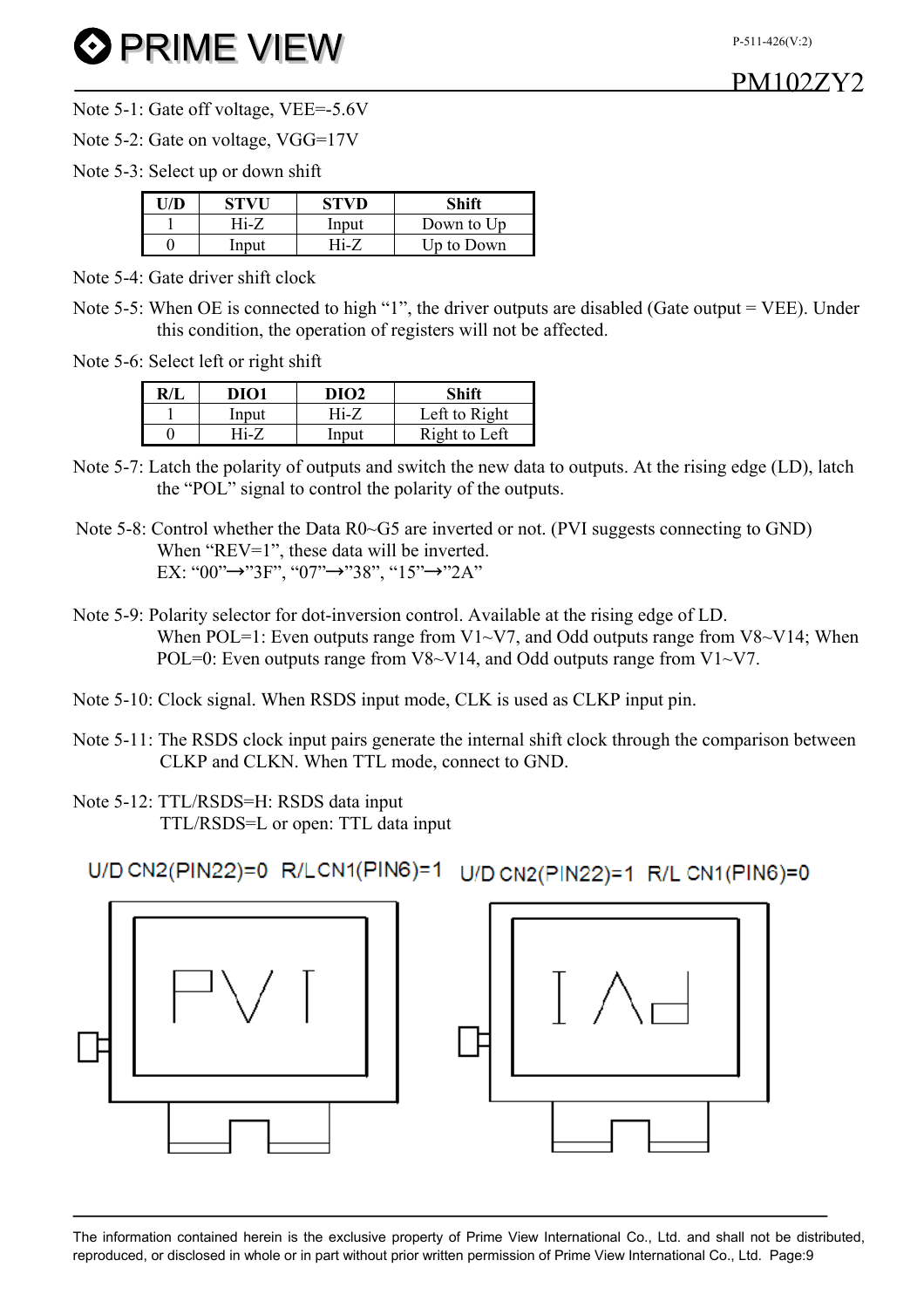Note 5-1: Gate off voltage, VEE=-5.6V

Note 5-2: Gate on voltage, VGG=17V

Note 5-3: Select up or down shift

| U/D | STVU | STVD | Shift |
|---|---|---|---|
| 1 | Hi-Z | Input | Down to Up |
| 0 | Input | Hi-Z | Up to Down |

Note 5-4: Gate driver shift clock

Note 5-5: When OE is connected to high "1", the driver outputs are disabled (Gate output = VEE). Under this condition, the operation of registers will not be affected.

Note 5-6: Select left or right shift

| R/L | DIO1 | DIO2 | Shift |
|---|---|---|---|
| 1 | Input | Hi-Z | Left to Right |
| 0 | Hi-Z | Input | Right to Left |

Note 5-7: Latch the polarity of outputs and switch the new data to outputs. At the rising edge (LD), latch the "POL" signal to control the polarity of the outputs.

Note 5-8: Control whether the Data R0~G5 are inverted or not. (PVI suggests connecting to GND)
When "REV=1", these data will be inverted.
EX: "00"→"3F", "07"→"38", "15"→"2A"

Note 5-9: Polarity selector for dot-inversion control. Available at the rising edge of LD.
When POL=1: Even outputs range from V1~V7, and Odd outputs range from V8~V14; When POL=0: Even outputs range from V8~V14, and Odd outputs range from V1~V7.

Note 5-10: Clock signal. When RSDS input mode, CLK is used as CLKP input pin.

Note 5-11: The RSDS clock input pairs generate the internal shift clock through the comparison between CLKP and CLKN. When TTL mode, connect to GND.

Note 5-12: TTL/RSDS=H: RSDS data input
TTL/RSDS=L or open: TTL data input

U/D CN2(PIN22)=0 R/L CN1(PIN6)=1 U/D CN2(PIN22)=1 R/L CN1(PIN6)=0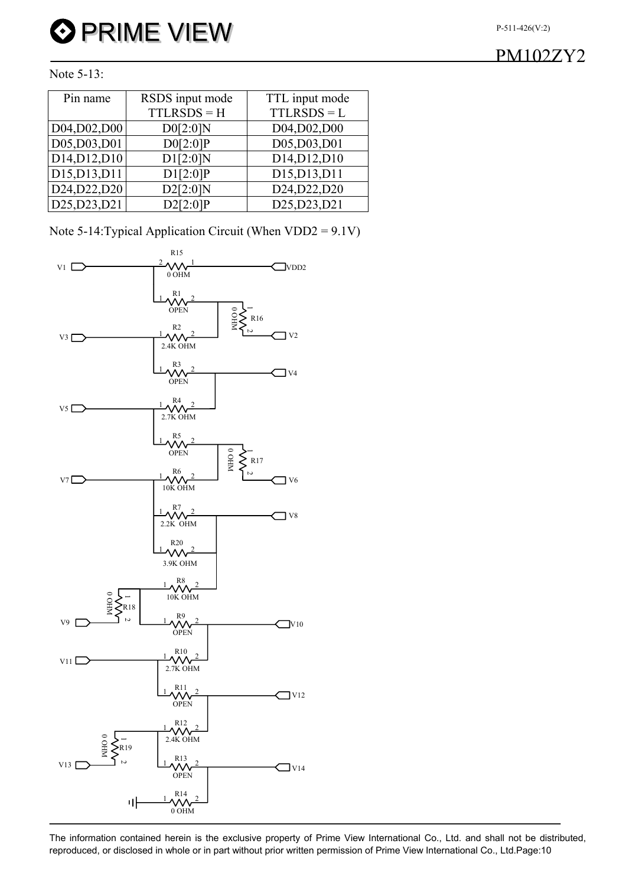Note 5-13:

| Pin name | RSDS input mode TTLRSDS = H | TTL input mode TTLRSDS = L |
|---|---|---|
| D04,D02,D00 | D0[2:0]N | D04,D02,D00 |
| D05,D03,D01 | D0[2:0]P | D05,D03,D01 |
| D14,D12,D10 | D1[2:0]N | D14,D12,D10 |
| D15,D13,D11 | D1[2:0]P | D15,D13,D11 |
| D24,D22,D20 | D2[2:0]N | D24,D22,D20 |
| D25,D23,D21 | D2[2:0]P | D25,D23,D21 |

Note 5-14:Typical Application Circuit (When VDD2 = 9.1V)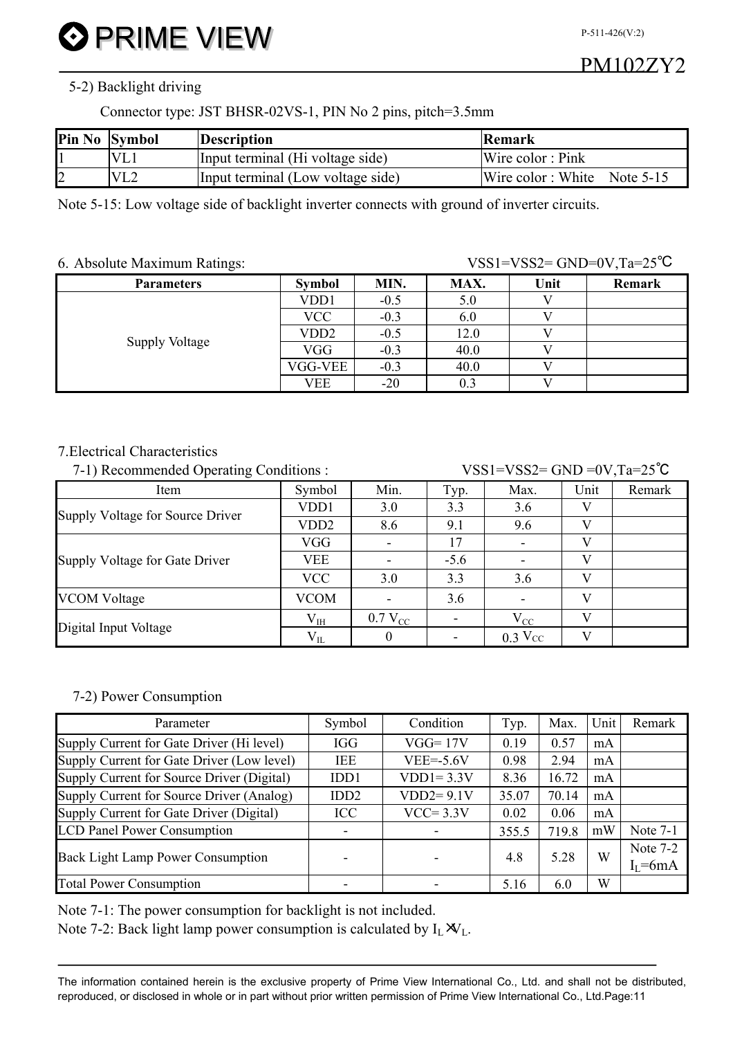5-2) Backlight driving

Connector type: JST BHSR-02VS-1, PIN No 2 pins, pitch=3.5mm

| Pin No | Symbol | Description | Remark |
| --- | --- | --- | --- |
| 1 | VL1 | Input terminal (Hi voltage side) | Wire color : Pink |
| 2 | VL2 | Input terminal (Low voltage side) | Wire color : White Note 5-15 |

Note 5-15: Low voltage side of backlight inverter connects with ground of inverter circuits.

## 6. Absolute Maximum Ratings:

VSS1=VSS2= GND=0V,Ta=25℃

| Parameters | Symbol | MIN. | MAX. | Unit | Remark |
| --- | --- | --- | --- | --- | --- |
| Supply Voltage | VDD1 | -0.5 | 5.0 | V | |
| | VCC | -0.3 | 6.0 | V | |
| | VDD2 | -0.5 | 12.0 | V | |
| | VGG | -0.3 | 40.0 | V | |
| | VGG-VEE | -0.3 | 40.0 | V | |
| | VEE | -20 | 0.3 | V | |

## 7.Electrical Characteristics

7-1) Recommended Operating Conditions :

VSS1=VSS2= GND =0V,Ta=25℃

| Item | Symbol | Min. | Typ. | Max. | Unit | Remark |
| --- | --- | --- | --- | --- | --- | --- |
| Supply Voltage for Source Driver | VDD1 | 3.0 | 3.3 | 3.6 | V | |
| | VDD2 | 8.6 | 9.1 | 9.6 | V | |
| Supply Voltage for Gate Driver | VGG | - | 17 | - | V | |
| | VEE | - | -5.6 | - | V | |
| | VCC | 3.0 | 3.3 | 3.6 | V | |
| VCOM Voltage | VCOM | - | 3.6 | - | V | |
| Digital Input Voltage | $V_{IH}$ | 0.7 $V_{CC}$ | - | $V_{CC}$ | V | |
| | $V_{IL}$ | 0 | - | 0.3 $V_{CC}$ | V | |

7-2) Power Consumption

| Parameter | Symbol | Condition | Typ. | Max. | Unit | Remark |
| --- | --- | --- | --- | --- | --- | --- |
| Supply Current for Gate Driver (Hi level) | IGG | VGG= 17V | 0.19 | 0.57 | mA | |
| Supply Current for Gate Driver (Low level) | IEE | VEE=-5.6V | 0.98 | 2.94 | mA | |
| Supply Current for Source Driver (Digital) | IDD1 | VDD1= 3.3V | 8.36 | 16.72 | mA | |
| Supply Current for Source Driver (Analog) | IDD2 | VDD2= 9.1V | 35.07 | 70.14 | mA | |
| Supply Current for Gate Driver (Digital) | ICC | VCC= 3.3V | 0.02 | 0.06 | mA | |
| LCD Panel Power Consumption | - | - | 355.5 | 719.8 | mW | Note 7-1 |
| Back Light Lamp Power Consumption | - | - | 4.8 | 5.28 | W | Note 7-2 $I_L$=6mA |
| Total Power Consumption | - | - | 5.16 | 6.0 | W | |

Note 7-1: The power consumption for backlight is not included.

Note 7-2: Back light lamp power consumption is calculated by $I_L \times V_L$.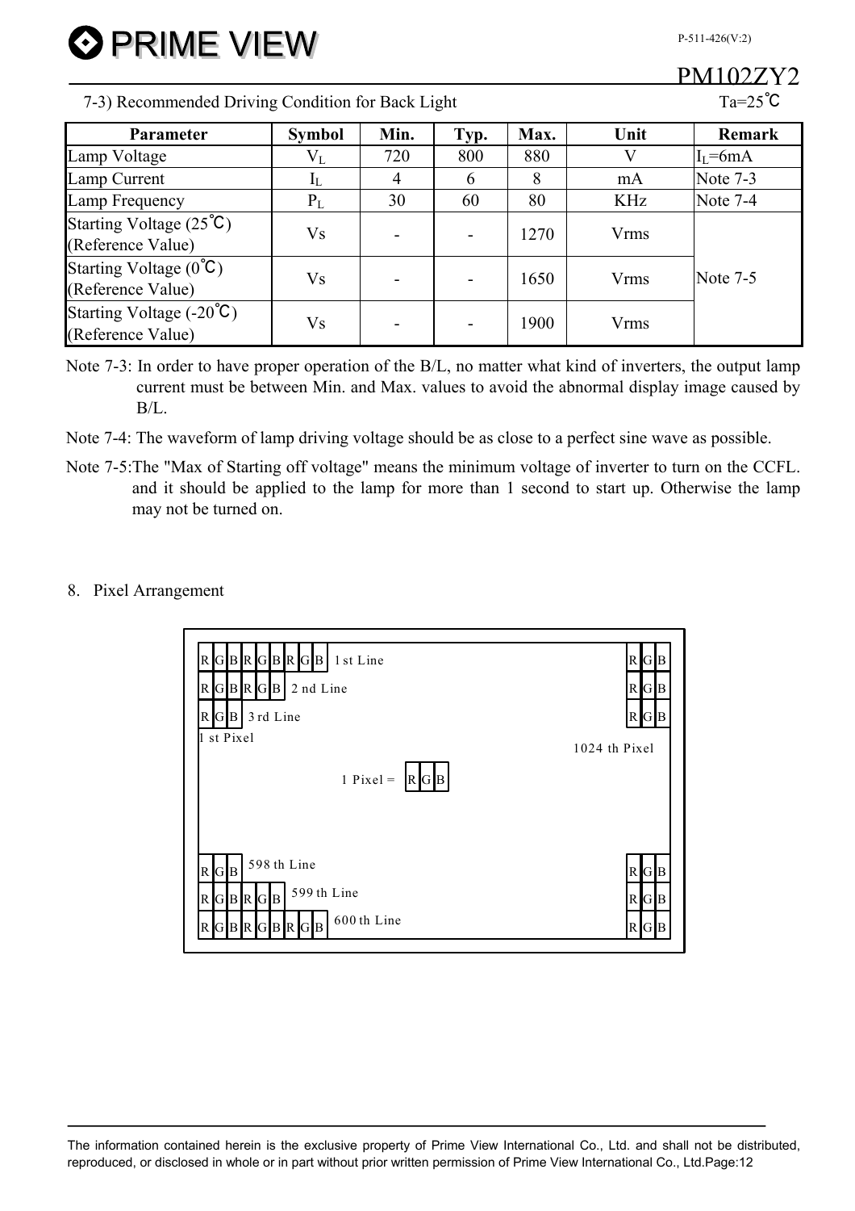7-3) Recommended Driving Condition for Back Light    Ta=25℃

| Parameter | Symbol | Min. | Typ. | Max. | Unit | Remark |
|---|---|---|---|---|---|---|
| Lamp Voltage | $V_L$ | 720 | 800 | 880 | V | $I_L$=6mA |
| Lamp Current | $I_L$ | 4 | 6 | 8 | mA | Note 7-3 |
| Lamp Frequency | $P_L$ | 30 | 60 | 80 | KHz | Note 7-4 |
| Starting Voltage (25℃) (Reference Value) | Vs | - | - | 1270 | Vrms | Note 7-5 |
| Starting Voltage (0℃) (Reference Value) | Vs | - | - | 1650 | Vrms | |
| Starting Voltage (-20℃) (Reference Value) | Vs | - | - | 1900 | Vrms | |

Note 7-3: In order to have proper operation of the B/L, no matter what kind of inverters, the output lamp current must be between Min. and Max. values to avoid the abnormal display image caused by B/L.

Note 7-4: The waveform of lamp driving voltage should be as close to a perfect sine wave as possible.

Note 7-5: The "Max of Starting off voltage" means the minimum voltage of inverter to turn on the CCFL. and it should be applied to the lamp for more than 1 second to start up. Otherwise the lamp may not be turned on.

## 8. Pixel Arrangement

```
R G B R G B R G B  1st Line                                  R G B
R G B R G B  2nd Line                                        R G B
R G B  3rd Line                                              R G B
1st Pixel                                             1024th Pixel

                    1 Pixel = R G B

R G B  598th Line                                            R G B
R G B R G B  599th Line                                      R G B
R G B R G B R G B  600th Line                                R G B
```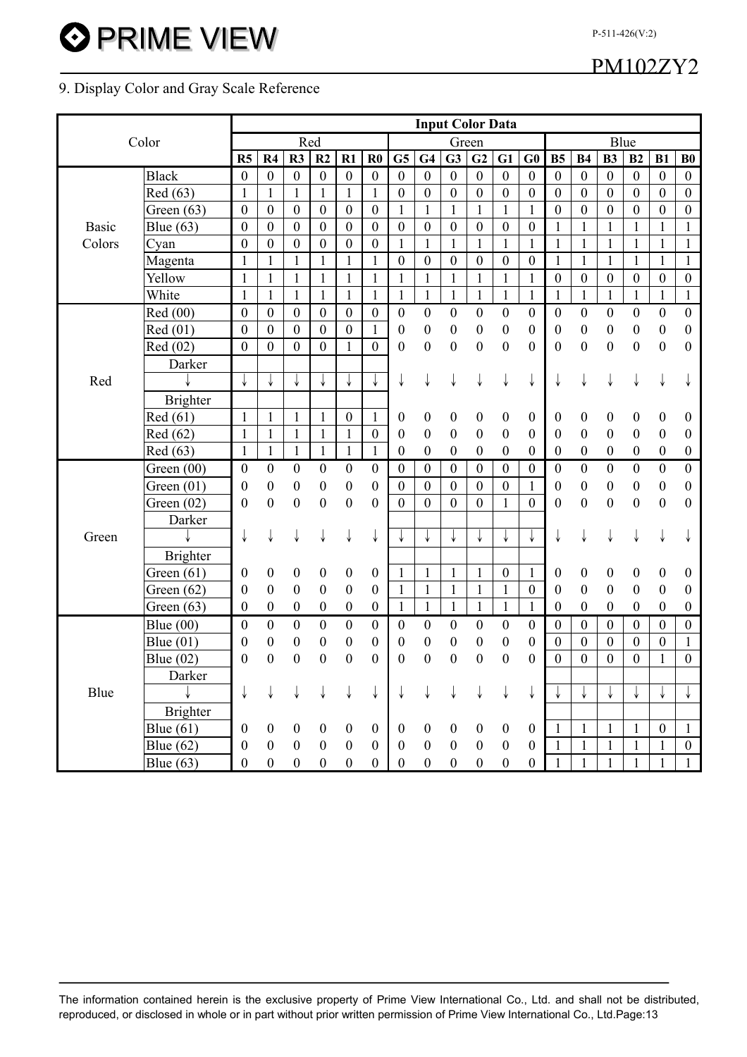## 9. Display Color and Gray Scale Reference

| Color | | Input Color Data | | | | | | | | | | | | | | | | | |
|---|---|---|---|---|---|---|---|---|---|---|---|---|---|---|---|---|---|---|---|
| | | Red | | | | | | Green | | | | | | Blue | | | | | |
| | | R5 | R4 | R3 | R2 | R1 | R0 | G5 | G4 | G3 | G2 | G1 | G0 | B5 | B4 | B3 | B2 | B1 | B0 |
| Basic Colors | Black | 0 | 0 | 0 | 0 | 0 | 0 | 0 | 0 | 0 | 0 | 0 | 0 | 0 | 0 | 0 | 0 | 0 | 0 |
| | Red (63) | 1 | 1 | 1 | 1 | 1 | 1 | 0 | 0 | 0 | 0 | 0 | 0 | 0 | 0 | 0 | 0 | 0 | 0 |
| | Green (63) | 0 | 0 | 0 | 0 | 0 | 0 | 1 | 1 | 1 | 1 | 1 | 1 | 0 | 0 | 0 | 0 | 0 | 0 |
| | Blue (63) | 0 | 0 | 0 | 0 | 0 | 0 | 0 | 0 | 0 | 0 | 0 | 0 | 1 | 1 | 1 | 1 | 1 | 1 |
| | Cyan | 0 | 0 | 0 | 0 | 0 | 0 | 1 | 1 | 1 | 1 | 1 | 1 | 1 | 1 | 1 | 1 | 1 | 1 |
| | Magenta | 1 | 1 | 1 | 1 | 1 | 1 | 0 | 0 | 0 | 0 | 0 | 0 | 1 | 1 | 1 | 1 | 1 | 1 |
| | Yellow | 1 | 1 | 1 | 1 | 1 | 1 | 1 | 1 | 1 | 1 | 1 | 1 | 0 | 0 | 0 | 0 | 0 | 0 |
| | White | 1 | 1 | 1 | 1 | 1 | 1 | 1 | 1 | 1 | 1 | 1 | 1 | 1 | 1 | 1 | 1 | 1 | 1 |
| Red | Red (00) | 0 | 0 | 0 | 0 | 0 | 0 | 0 | 0 | 0 | 0 | 0 | 0 | 0 | 0 | 0 | 0 | 0 | 0 |
| | Red (01) | 0 | 0 | 0 | 0 | 0 | 1 | 0 | 0 | 0 | 0 | 0 | 0 | 0 | 0 | 0 | 0 | 0 | 0 |
| | Red (02) | 0 | 0 | 0 | 0 | 1 | 0 | 0 | 0 | 0 | 0 | 0 | 0 | 0 | 0 | 0 | 0 | 0 | 0 |
| | Darker | | | | | | | | | | | | | | | | | | |
| | ↓ | ↓ | ↓ | ↓ | ↓ | ↓ | ↓ | ↓ | ↓ | ↓ | ↓ | ↓ | ↓ | ↓ | ↓ | ↓ | ↓ | ↓ | ↓ |
| | Brighter | | | | | | | | | | | | | | | | | | |
| | Red (61) | 1 | 1 | 1 | 1 | 0 | 1 | 0 | 0 | 0 | 0 | 0 | 0 | 0 | 0 | 0 | 0 | 0 | 0 |
| | Red (62) | 1 | 1 | 1 | 1 | 1 | 0 | 0 | 0 | 0 | 0 | 0 | 0 | 0 | 0 | 0 | 0 | 0 | 0 |
| | Red (63) | 1 | 1 | 1 | 1 | 1 | 1 | 0 | 0 | 0 | 0 | 0 | 0 | 0 | 0 | 0 | 0 | 0 | 0 |
| Green | Green (00) | 0 | 0 | 0 | 0 | 0 | 0 | 0 | 0 | 0 | 0 | 0 | 0 | 0 | 0 | 0 | 0 | 0 | 0 |
| | Green (01) | 0 | 0 | 0 | 0 | 0 | 0 | 0 | 0 | 0 | 0 | 0 | 1 | 0 | 0 | 0 | 0 | 0 | 0 |
| | Green (02) | 0 | 0 | 0 | 0 | 0 | 0 | 0 | 0 | 0 | 0 | 1 | 0 | 0 | 0 | 0 | 0 | 0 | 0 |
| | Darker | | | | | | | | | | | | | | | | | | |
| | ↓ | ↓ | ↓ | ↓ | ↓ | ↓ | ↓ | ↓ | ↓ | ↓ | ↓ | ↓ | ↓ | ↓ | ↓ | ↓ | ↓ | ↓ | ↓ |
| | Brighter | | | | | | | | | | | | | | | | | | |
| | Green (61) | 0 | 0 | 0 | 0 | 0 | 0 | 1 | 1 | 1 | 1 | 0 | 1 | 0 | 0 | 0 | 0 | 0 | 0 |
| | Green (62) | 0 | 0 | 0 | 0 | 0 | 0 | 1 | 1 | 1 | 1 | 1 | 0 | 0 | 0 | 0 | 0 | 0 | 0 |
| | Green (63) | 0 | 0 | 0 | 0 | 0 | 0 | 1 | 1 | 1 | 1 | 1 | 1 | 0 | 0 | 0 | 0 | 0 | 0 |
| Blue | Blue (00) | 0 | 0 | 0 | 0 | 0 | 0 | 0 | 0 | 0 | 0 | 0 | 0 | 0 | 0 | 0 | 0 | 0 | 0 |
| | Blue (01) | 0 | 0 | 0 | 0 | 0 | 0 | 0 | 0 | 0 | 0 | 0 | 0 | 0 | 0 | 0 | 0 | 0 | 1 |
| | Blue (02) | 0 | 0 | 0 | 0 | 0 | 0 | 0 | 0 | 0 | 0 | 0 | 0 | 0 | 0 | 0 | 0 | 1 | 0 |
| | Darker | | | | | | | | | | | | | | | | | | |
| | ↓ | ↓ | ↓ | ↓ | ↓ | ↓ | ↓ | ↓ | ↓ | ↓ | ↓ | ↓ | ↓ | ↓ | ↓ | ↓ | ↓ | ↓ | ↓ |
| | Brighter | | | | | | | | | | | | | | | | | | |
| | Blue (61) | 0 | 0 | 0 | 0 | 0 | 0 | 0 | 0 | 0 | 0 | 0 | 0 | 1 | 1 | 1 | 1 | 0 | 1 |
| | Blue (62) | 0 | 0 | 0 | 0 | 0 | 0 | 0 | 0 | 0 | 0 | 0 | 0 | 1 | 1 | 1 | 1 | 1 | 0 |
| | Blue (63) | 0 | 0 | 0 | 0 | 0 | 0 | 0 | 0 | 0 | 0 | 0 | 0 | 1 | 1 | 1 | 1 | 1 | 1 |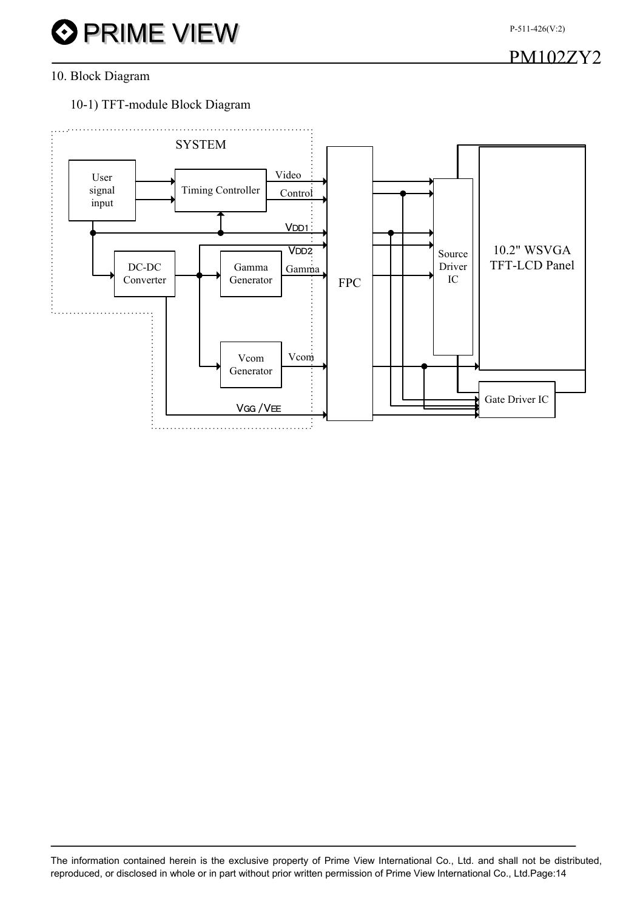## 10. Block Diagram

### 10-1) TFT-module Block Diagram

SYSTEM

User signal input

Timing Controller

Video

Control

$V_{DD1}$

$V_{DD2}$

DC-DC Converter

Gamma Generator

Gamma

Vcom Generator

Vcom

$V_{GG}$ / $V_{EE}$

FPC

Source Driver IC

10.2" WSVGA TFT-LCD Panel

Gate Driver IC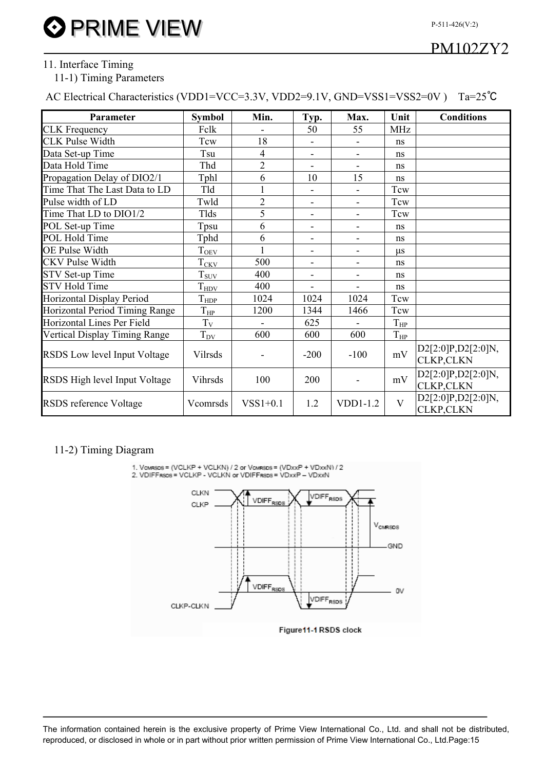## 11. Interface Timing

### 11-1) Timing Parameters

AC Electrical Characteristics (VDD1=VCC=3.3V, VDD2=9.1V, GND=VSS1=VSS2=0V )    Ta=25℃

| Parameter | Symbol | Min. | Typ. | Max. | Unit | Conditions |
|---|---|---|---|---|---|---|
| CLK Frequency | Fclk | - | 50 | 55 | MHz | |
| CLK Pulse Width | Tcw | 18 | - | - | ns | |
| Data Set-up Time | Tsu | 4 | - | - | ns | |
| Data Hold Time | Thd | 2 | - | - | ns | |
| Propagation Delay of DIO2/1 | Tphl | 6 | 10 | 15 | ns | |
| Time That The Last Data to LD | Tld | 1 | - | - | Tcw | |
| Pulse width of LD | Twld | 2 | - | - | Tcw | |
| Time That LD to DIO1/2 | Tlds | 5 | - | - | Tcw | |
| POL Set-up Time | Tpsu | 6 | - | - | ns | |
| POL Hold Time | Tphd | 6 | - | - | ns | |
| OE Pulse Width | $T_{OEV}$ | 1 | - | - | μs | |
| CKV Pulse Width | $T_{CKV}$ | 500 | - | - | ns | |
| STV Set-up Time | $T_{SUV}$ | 400 | - | - | ns | |
| STV Hold Time | $T_{HDV}$ | 400 | - | - | ns | |
| Horizontal Display Period | $T_{HDP}$ | 1024 | 1024 | 1024 | Tcw | |
| Horizontal Period Timing Range | $T_{HP}$ | 1200 | 1344 | 1466 | Tcw | |
| Horizontal Lines Per Field | $T_V$ | - | 625 | - | $T_{HP}$ | |
| Vertical Display Timing Range | $T_{DV}$ | 600 | 600 | 600 | $T_{HP}$ | |
| RSDS Low level Input Voltage | Vilrsds | - | -200 | -100 | mV | D2[2:0]P,D2[2:0]N, CLKP,CLKN |
| RSDS High level Input Voltage | Vihrsds | 100 | 200 | - | mV | D2[2:0]P,D2[2:0]N, CLKP,CLKN |
| RSDS reference Voltage | Vcomrsds | VSS1+0.1 | 1.2 | VDD1-1.2 | V | D2[2:0]P,D2[2:0]N, CLKP,CLKN |

### 11-2) Timing Diagram

1. $V_{CMRSDS} = (VCLKP + VCLKN) / 2$ or $V_{CMRSDS} = (VDxxP + VDxxN) / 2$
2. $VDIFF_{RSDS} = VCLKP - VCLKN$ or $VDIFF_{RSDS} = VDxxP - VDxxN$

Figure11-1 RSDS clock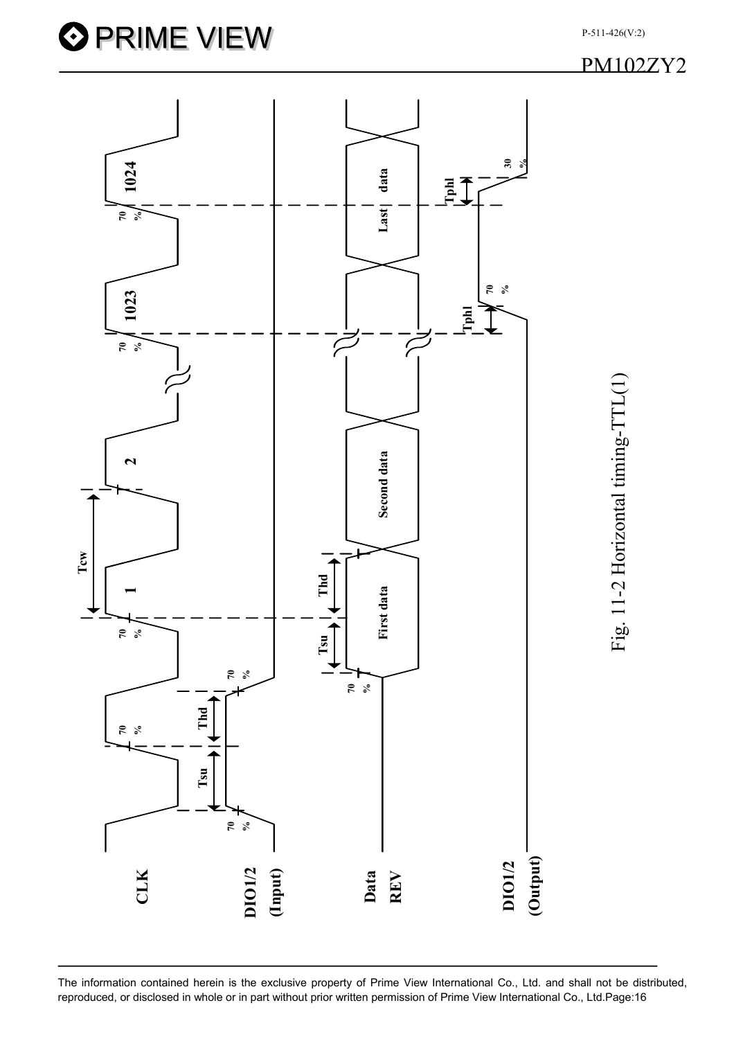CLK

DIO1/2 (Input)

Data REV

DIO1/2 (Output)

Tcw

1

2

1023

1024

70 %

Tsu

Thd

First data

Second data

Last data

Tphl

30 %

Fig. 11-2 Horizontal timing-TTL(1)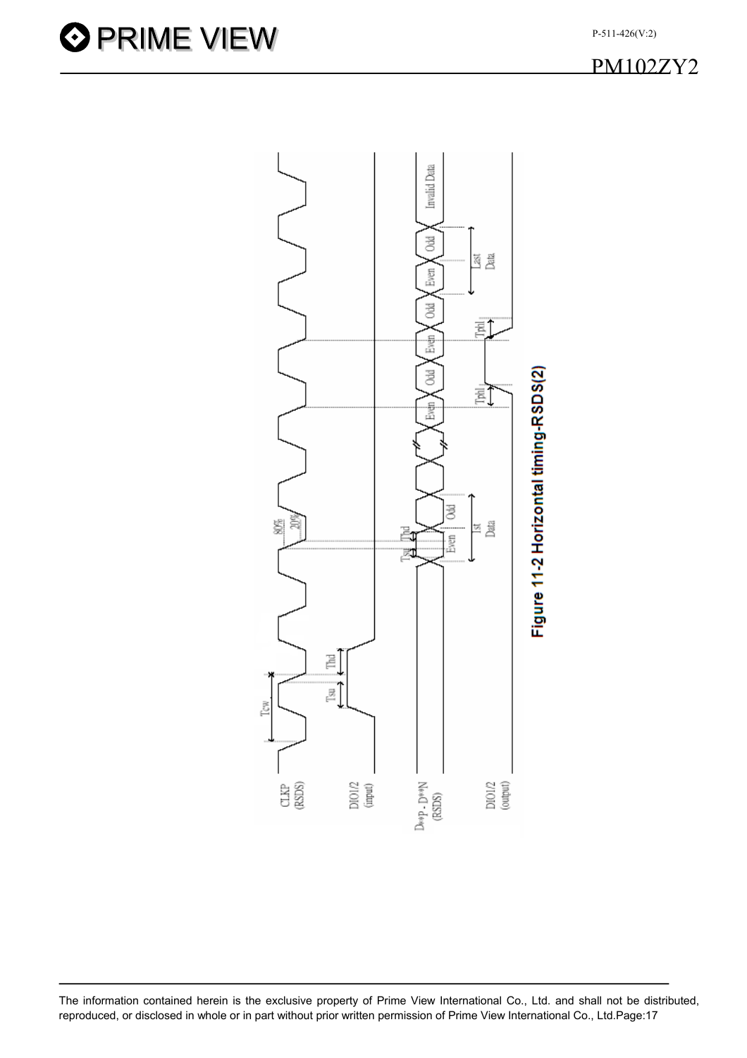CLKP (RSDS)

DIO1/2 (input)

D**P - D**N (RSDS)

DIO1/2 (output)

Tcw

Tsu

Thd

80%

20%

Tsu Thd

Even Odd

1st Data

Even Odd Even Odd

Tphl Tphl

Even Odd

Last Data

Invalid Data

Figure 11-2 Horizontal timing-RSDS(2)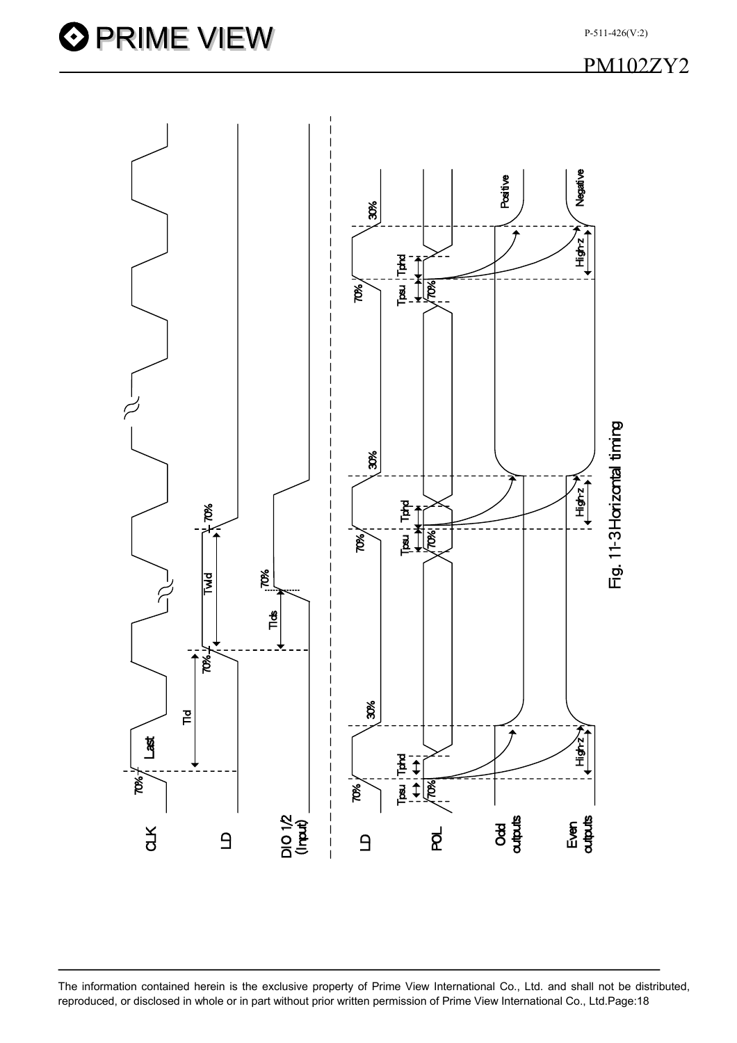Fig. 11-3 Horizontal timing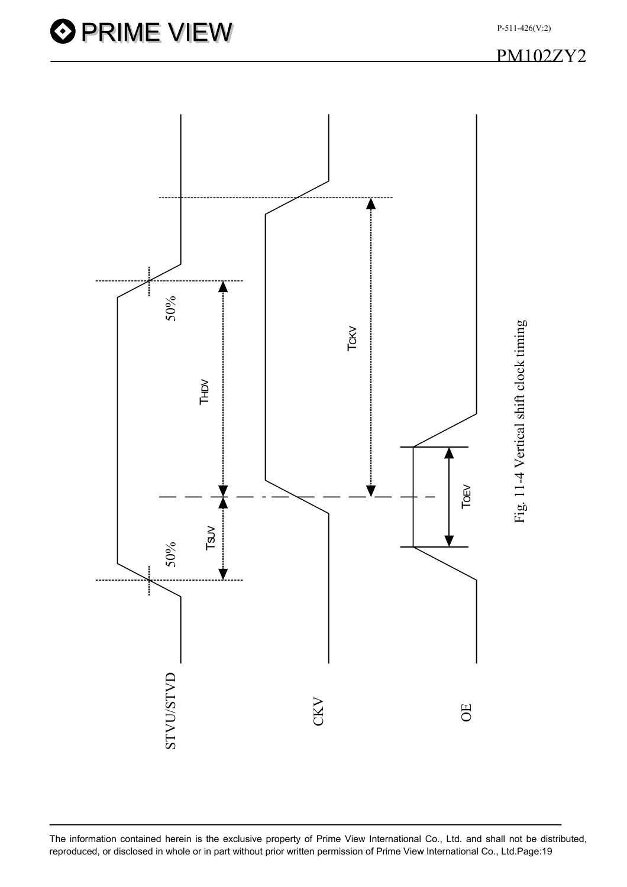STVU/STVD

CKV

OE

50%

50%

$T_{HDV}$

$T_{SUV}$

$T_{CKV}$

$T_{OEV}$

Fig. 11-4 Vertical shift clock timing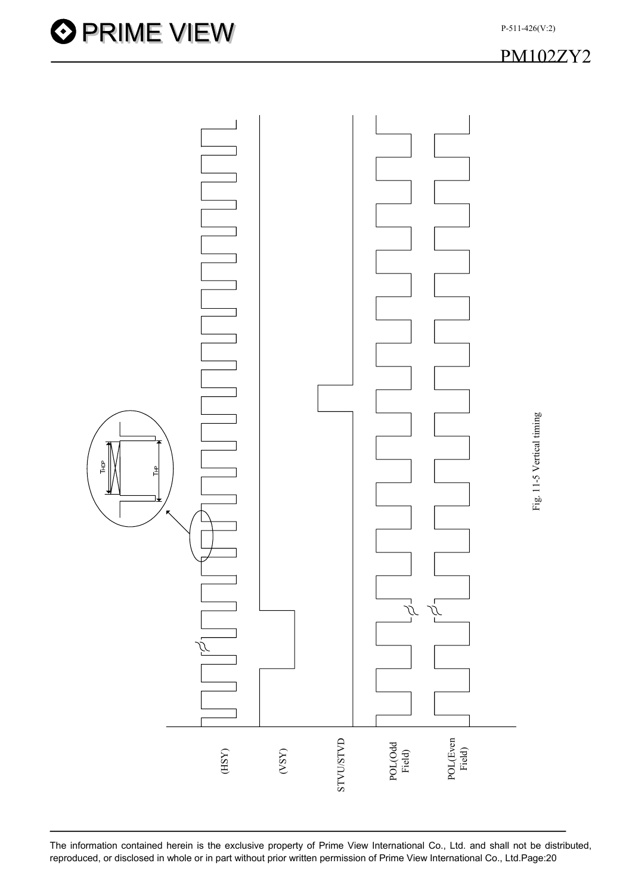(HSY)

(VSY)

STVU/STVD

POL(Odd Field)

POL(Even Field)

THOP

THP

Fig. 11-5 Vertical timing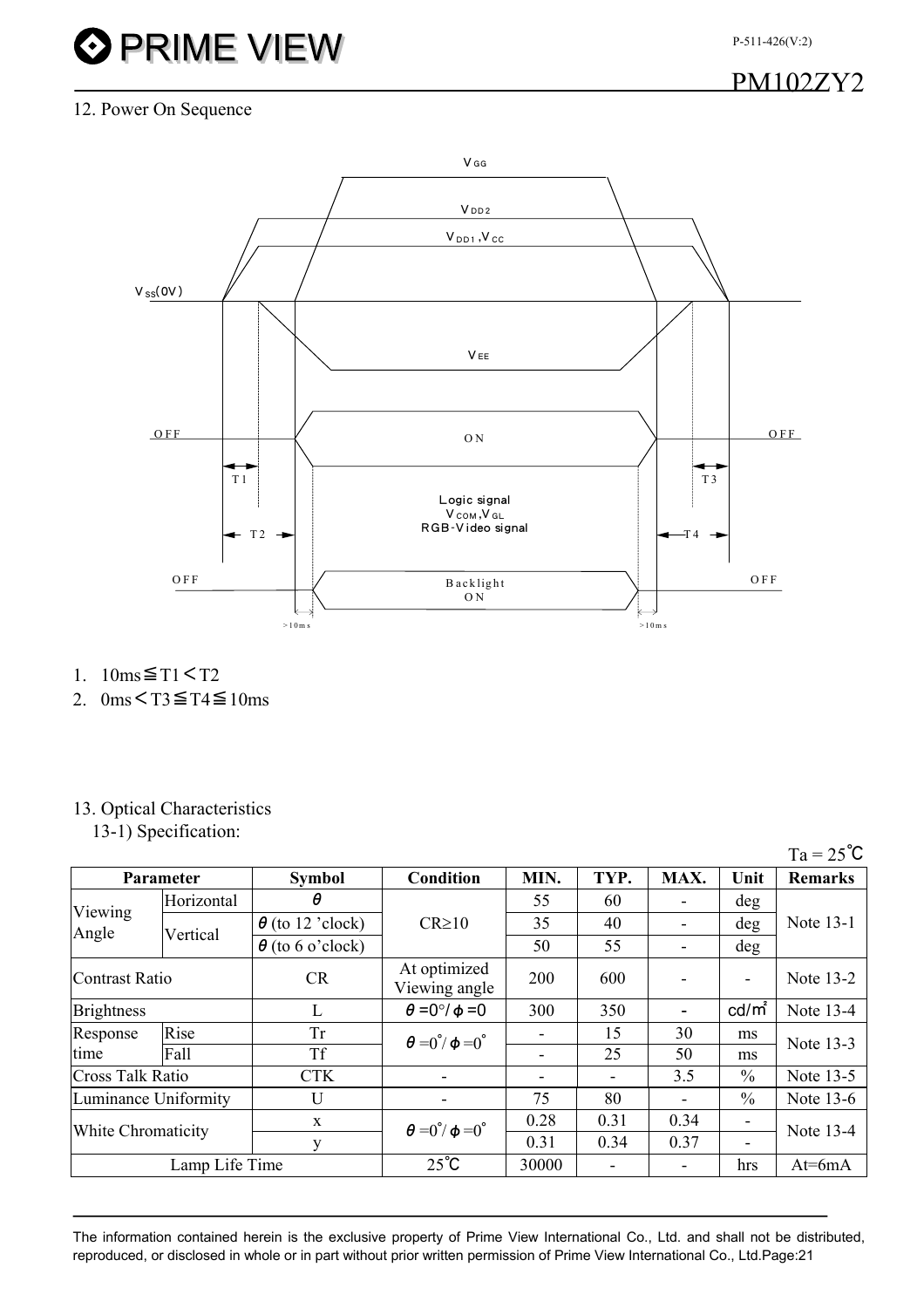## 12. Power On Sequence

1. 10ms≦T1＜T2
2. 0ms＜T3≦T4≦10ms

## 13. Optical Characteristics

### 13-1) Specification:

Ta = 25℃

| Parameter | | Symbol | Condition | MIN. | TYP. | MAX. | Unit | Remarks |
|---|---|---|---|---|---|---|---|---|
| Viewing Angle | Horizontal | $\theta$ | CR≥10 | 55 | 60 | - | deg | Note 13-1 |
| | Vertical | $\theta$ (to 12 'clock) | | 35 | 40 | - | deg | |
| | | $\theta$ (to 6 o'clock) | | 50 | 55 | - | deg | |
| Contrast Ratio | | CR | At optimized Viewing angle | 200 | 600 | - | - | Note 13-2 |
| Brightness | | L | $\theta$ =0°/ $\phi$ =0 | 300 | 350 | - | cd/m² | Note 13-4 |
| Response time | Rise | Tr | $\theta$ =0°/ $\phi$ =0° | - | 15 | 30 | ms | Note 13-3 |
| | Fall | Tf | | - | 25 | 50 | ms | |
| Cross Talk Ratio | | CTK | - | - | - | 3.5 | % | Note 13-5 |
| Luminance Uniformity | | U | - | 75 | 80 | - | % | Note 13-6 |
| White Chromaticity | | x | $\theta$ =0°/ $\phi$ =0° | 0.28 | 0.31 | 0.34 | - | Note 13-4 |
| | | y | | 0.31 | 0.34 | 0.37 | - | |
| Lamp Life Time | | | 25℃ | 30000 | - | - | hrs | At=6mA |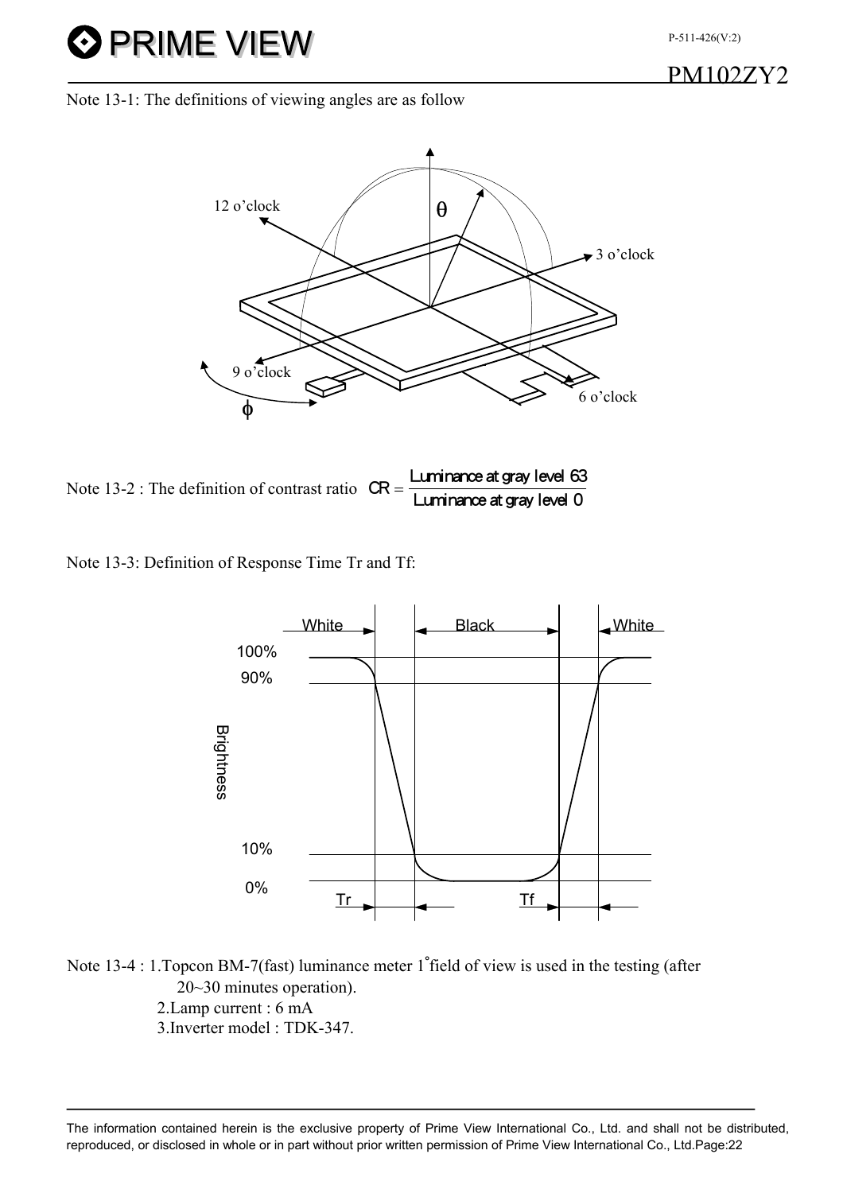Note 13-1: The definitions of viewing angles are as follow

Note 13-2 : The definition of contrast ratio $CR = \frac{\text{Luminance at gray level 63}}{\text{Luminance at gray level 0}}$

Note 13-3: Definition of Response Time Tr and Tf:

Note 13-4 : 1.Topcon BM-7(fast) luminance meter 1°field of view is used in the testing (after 20~30 minutes operation).

2.Lamp current : 6 mA

3.Inverter model : TDK-347.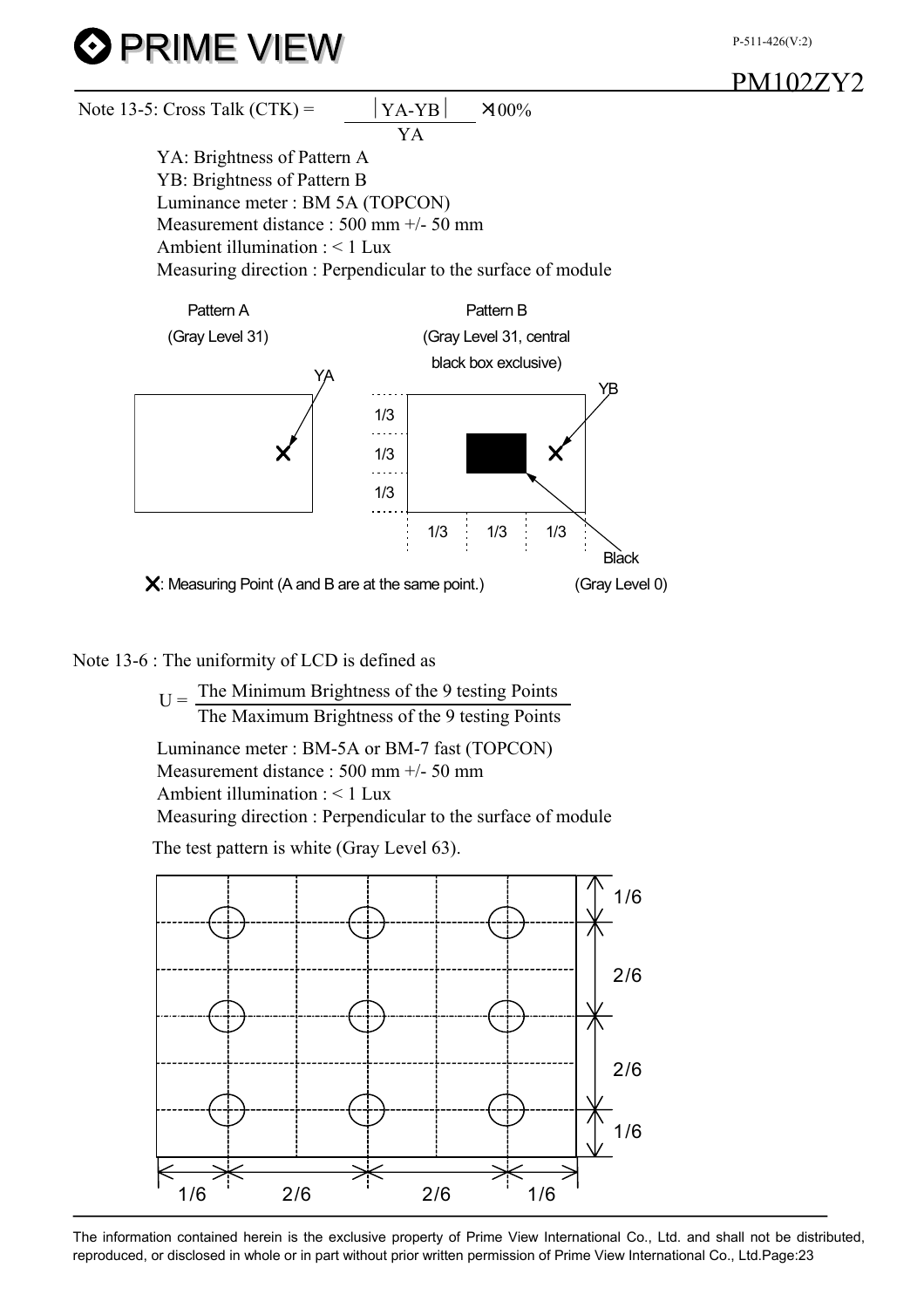Note 13-5: Cross Talk (CTK) = $\frac{|YA-YB|}{YA} \times 100\%$

YA: Brightness of Pattern A
YB: Brightness of Pattern B
Luminance meter : BM 5A (TOPCON)
Measurement distance : 500 mm +/- 50 mm
Ambient illumination : < 1 Lux
Measuring direction : Perpendicular to the surface of module

Pattern A (Gray Level 31)

Pattern B (Gray Level 31, central black box exclusive)

YA, YB, 1/3, 1/3, 1/3, Black (Gray Level 0)

X: Measuring Point (A and B are at the same point.)

Note 13-6 : The uniformity of LCD is defined as

$$U = \frac{\text{The Minimum Brightness of the 9 testing Points}}{\text{The Maximum Brightness of the 9 testing Points}}$$

Luminance meter : BM-5A or BM-7 fast (TOPCON)
Measurement distance : 500 mm +/- 50 mm
Ambient illumination : < 1 Lux
Measuring direction : Perpendicular to the surface of module

The test pattern is white (Gray Level 63).

1/6, 2/6, 2/6, 1/6

1/6, 2/6, 2/6, 1/6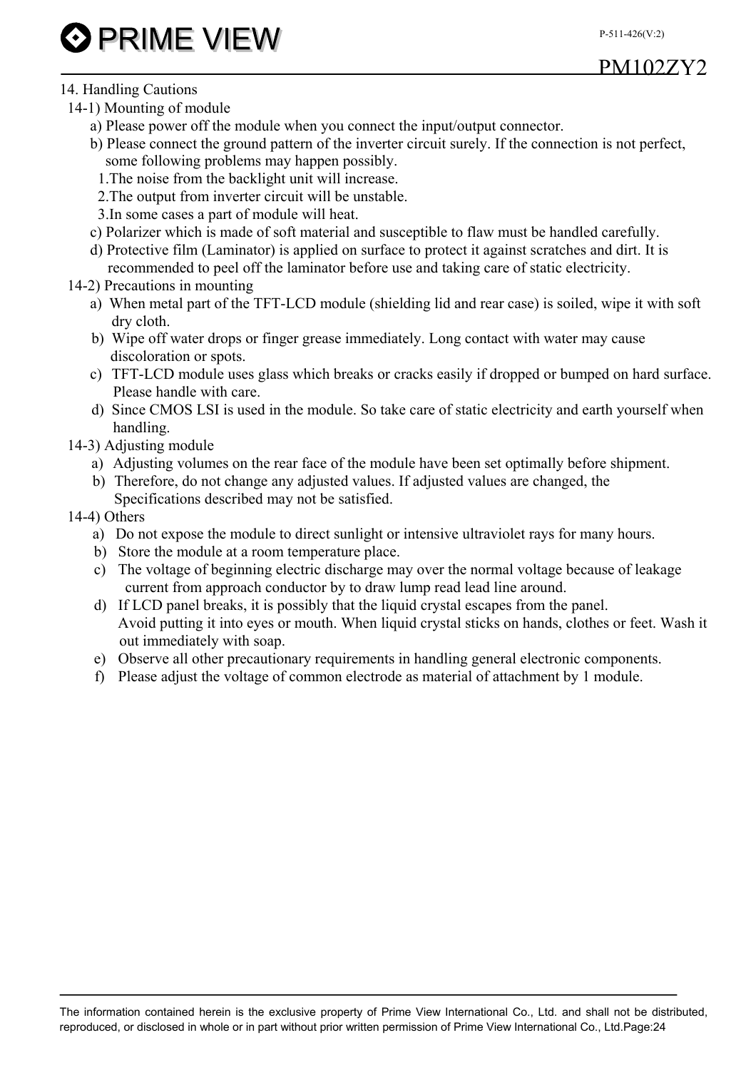## 14. Handling Cautions

### 14-1) Mounting of module

a) Please power off the module when you connect the input/output connector.

b) Please connect the ground pattern of the inverter circuit surely. If the connection is not perfect, some following problems may happen possibly.

1. The noise from the backlight unit will increase.
2. The output from inverter circuit will be unstable.
3. In some cases a part of module will heat.

c) Polarizer which is made of soft material and susceptible to flaw must be handled carefully.

d) Protective film (Laminator) is applied on surface to protect it against scratches and dirt. It is recommended to peel off the laminator before use and taking care of static electricity.

### 14-2) Precautions in mounting

a) When metal part of the TFT-LCD module (shielding lid and rear case) is soiled, wipe it with soft dry cloth.

b) Wipe off water drops or finger grease immediately. Long contact with water may cause discoloration or spots.

c) TFT-LCD module uses glass which breaks or cracks easily if dropped or bumped on hard surface. Please handle with care.

d) Since CMOS LSI is used in the module. So take care of static electricity and earth yourself when handling.

### 14-3) Adjusting module

a) Adjusting volumes on the rear face of the module have been set optimally before shipment.

b) Therefore, do not change any adjusted values. If adjusted values are changed, the Specifications described may not be satisfied.

### 14-4) Others

a) Do not expose the module to direct sunlight or intensive ultraviolet rays for many hours.

b) Store the module at a room temperature place.

c) The voltage of beginning electric discharge may over the normal voltage because of leakage current from approach conductor by to draw lump read lead line around.

d) If LCD panel breaks, it is possibly that the liquid crystal escapes from the panel. Avoid putting it into eyes or mouth. When liquid crystal sticks on hands, clothes or feet. Wash it out immediately with soap.

e) Observe all other precautionary requirements in handling general electronic components.

f) Please adjust the voltage of common electrode as material of attachment by 1 module.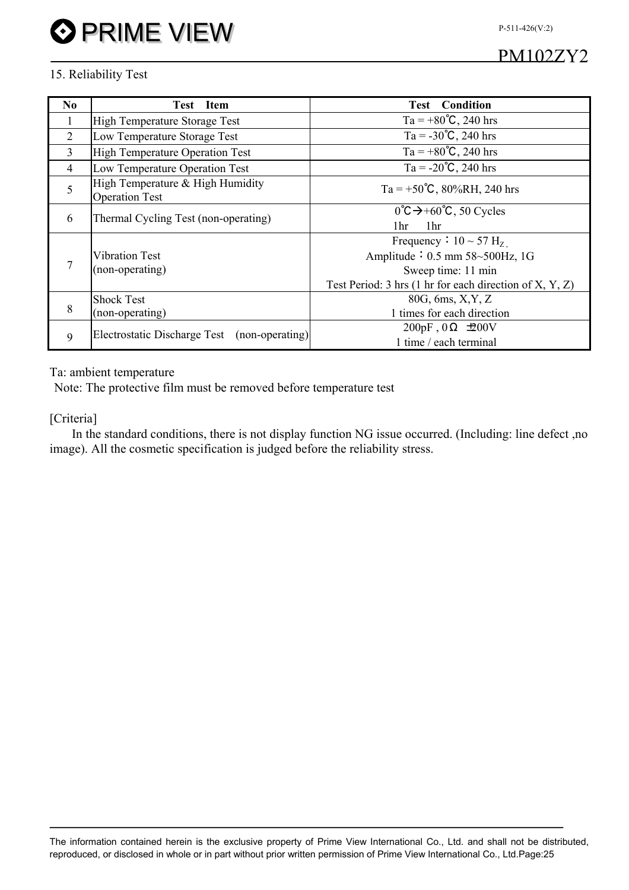## 15. Reliability Test

| No | Test Item | Test Condition |
|---|---|---|
| 1 | High Temperature Storage Test | Ta = +80℃, 240 hrs |
| 2 | Low Temperature Storage Test | Ta = -30℃, 240 hrs |
| 3 | High Temperature Operation Test | Ta = +80℃, 240 hrs |
| 4 | Low Temperature Operation Test | Ta = -20℃, 240 hrs |
| 5 | High Temperature & High Humidity Operation Test | Ta = +50℃, 80%RH, 240 hrs |
| 6 | Thermal Cycling Test (non-operating) | 0℃→+60℃, 50 Cycles<br>1hr 1hr |
| 7 | Vibration Test<br>(non-operating) | Frequency：10 ~ 57 Hz,<br>Amplitude：0.5 mm 58~500Hz, 1G<br>Sweep time: 11 min<br>Test Period: 3 hrs (1 hr for each direction of X, Y, Z) |
| 8 | Shock Test<br>(non-operating) | 80G, 6ms, X,Y, Z<br>1 times for each direction |
| 9 | Electrostatic Discharge Test (non-operating) | 200pF , 0Ω ±200V<br>1 time / each terminal |

Ta: ambient temperature

Note: The protective film must be removed before temperature test

[Criteria]

In the standard conditions, there is not display function NG issue occurred. (Including: line defect ,no image). All the cosmetic specification is judged before the reliability stress.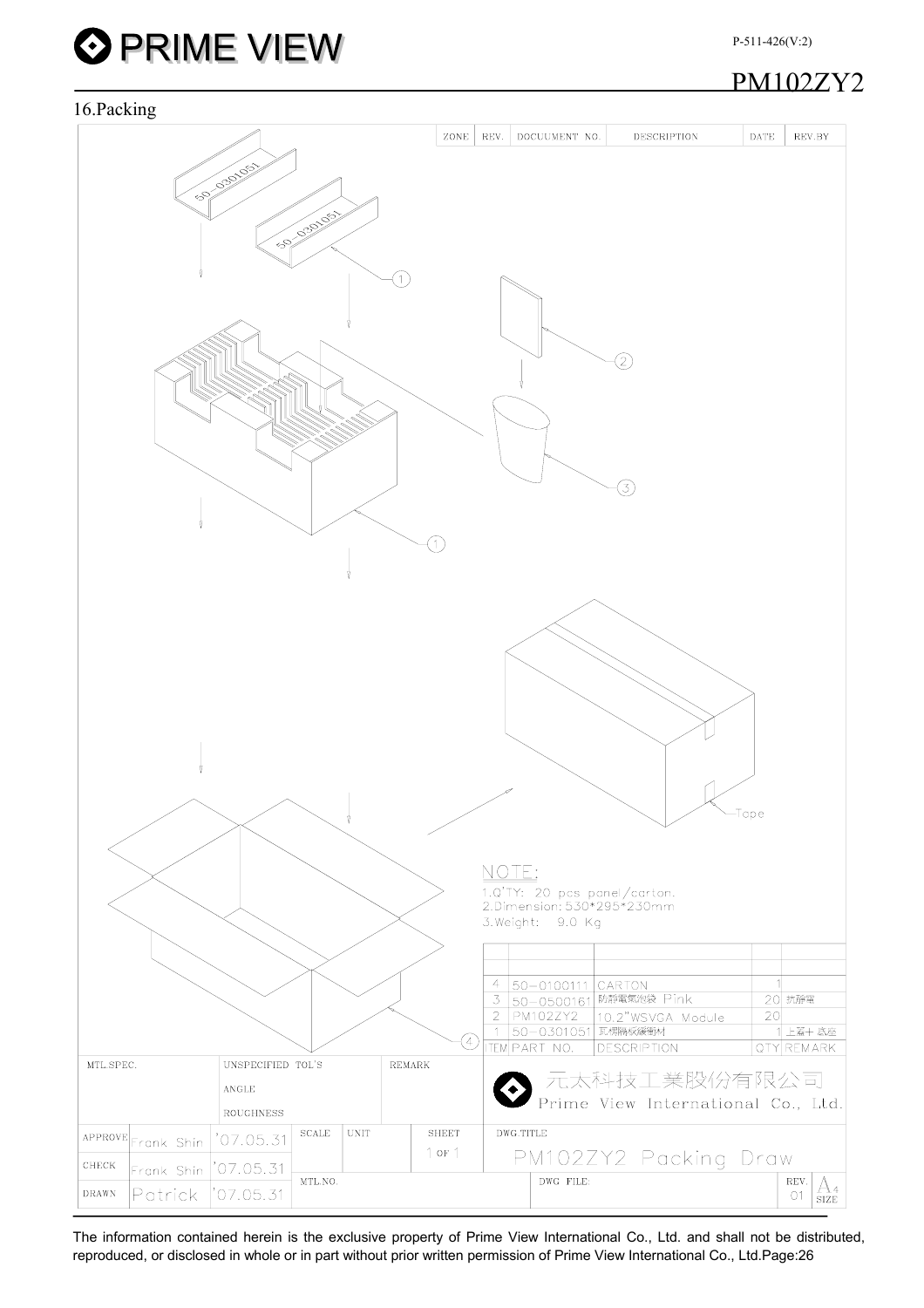## 16.Packing

| ZONE | REV. | DOCUUMENT NO. | DESCRIPTION | DATE | REV.BY |
|---|---|---|---|---|---|
| | | | | | |

50-0301051

50-0301051

1

2

3

1

Tape

NOTE:

1.Q'TY: 20 pcs panel/carton.
2.Dimension: 530*295*230mm
3.Weight: 9.0 Kg

4

| ITEM | PART NO. | DESCRIPTION | QTY | REMARK |
|---|---|---|---|---|
| 4 | 50-0100111 | CARTON | 1 | |
| 3 | 50-0500161 | 防靜電氣泡袋 Pink | 20 | 抗靜電 |
| 2 | PM102ZY2 | 10.2"WSVGA Module | 20 | |
| 1 | 50-0301051 | 瓦楞隔板緩衝材 | 1 | 上蓋+底座 |

| MTL.SPEC. | UNSPECIFIED TOL'S | | REMARK | 元太科技工業股份有限公司 Prime View International Co., Ltd. |
|---|---|---|---|---|
| | ANGLE | | | |
| | ROUGHNESS | | | |
| APPROVE Frank Shin | '07.05.31 | SCALE / UNIT | SHEET 1 OF 1 | DWG.TITLE PM102ZY2 Packing Draw |
| CHECK Frank Shin | '07.05.31 | | | |
| DRAWN Patrick | '07.05.31 | MTL.NO. | | DWG FILE: REV. 01 A4 SIZE |

The information contained herein is the exclusive property of Prime View International Co., Ltd. and shall not be distributed, reproduced, or disclosed in whole or in part without prior written permission of Prime View International Co., Ltd.